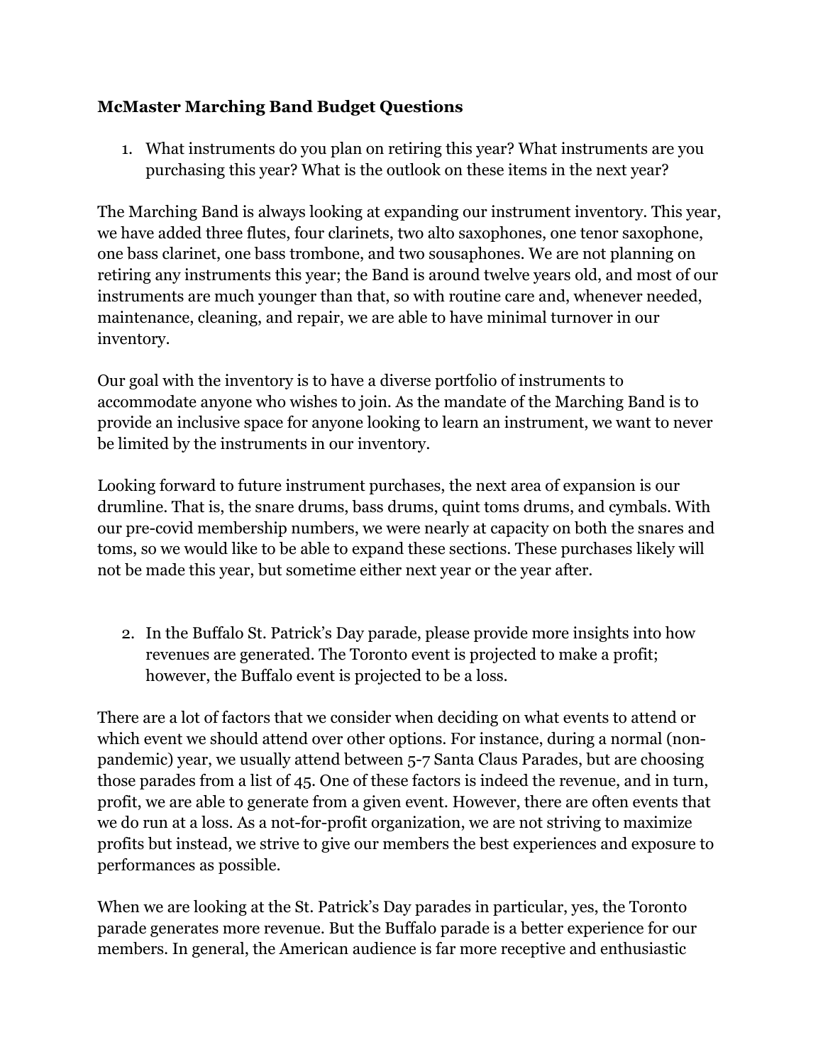**McMaster Marching Band Budget Questions**

1. What instruments do you plan on retiring this year? What instruments are you purchasing this year? What is the outlook on these items in the next year?

The Marching Band is always looking at expanding our instrument inventory. This year, we have added three flutes, four clarinets, two alto saxophones, one tenor saxophone, one bass clarinet, one bass trombone, and two sousaphones. We are not planning on retiring any instruments this year; the Band is around twelve years old, and most of our instruments are much younger than that, so with routine care and, whenever needed, maintenance, cleaning, and repair, we are able to have minimal turnover in our inventory.

Our goal with the inventory is to have a diverse portfolio of instruments to accommodate anyone who wishes to join. As the mandate of the Marching Band is to provide an inclusive space for anyone looking to learn an instrument, we want to never be limited by the instruments in our inventory.

Looking forward to future instrument purchases, the next area of expansion is our drumline. That is, the snare drums, bass drums, quint toms drums, and cymbals. With our pre-covid membership numbers, we were nearly at capacity on both the snares and toms, so we would like to be able to expand these sections. These purchases likely will not be made this year, but sometime either next year or the year after.

2. In the Buffalo St. Patrick's Day parade, please provide more insights into how revenues are generated. The Toronto event is projected to make a profit; however, the Buffalo event is projected to be a loss.

There are a lot of factors that we consider when deciding on what events to attend or which event we should attend over other options. For instance, during a normal (non-pandemic) year, we usually attend between 5-7 Santa Claus Parades, but are choosing those parades from a list of 45. One of these factors is indeed the revenue, and in turn, profit, we are able to generate from a given event. However, there are often events that we do run at a loss. As a not-for-profit organization, we are not striving to maximize profits but instead, we strive to give our members the best experiences and exposure to performances as possible.

When we are looking at the St. Patrick's Day parades in particular, yes, the Toronto parade generates more revenue. But the Buffalo parade is a better experience for our members. In general, the American audience is far more receptive and enthusiastic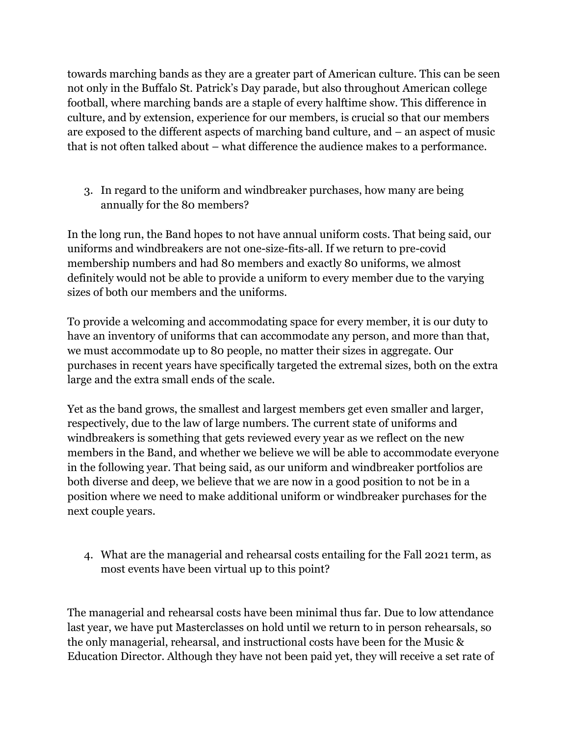towards marching bands as they are a greater part of American culture. This can be seen not only in the Buffalo St. Patrick's Day parade, but also throughout American college football, where marching bands are a staple of every halftime show. This difference in culture, and by extension, experience for our members, is crucial so that our members are exposed to the different aspects of marching band culture, and – an aspect of music that is not often talked about – what difference the audience makes to a performance.

3. In regard to the uniform and windbreaker purchases, how many are being annually for the 80 members?

In the long run, the Band hopes to not have annual uniform costs. That being said, our uniforms and windbreakers are not one-size-fits-all. If we return to pre-covid membership numbers and had 80 members and exactly 80 uniforms, we almost definitely would not be able to provide a uniform to every member due to the varying sizes of both our members and the uniforms.

To provide a welcoming and accommodating space for every member, it is our duty to have an inventory of uniforms that can accommodate any person, and more than that, we must accommodate up to 80 people, no matter their sizes in aggregate. Our purchases in recent years have specifically targeted the extremal sizes, both on the extra large and the extra small ends of the scale.

Yet as the band grows, the smallest and largest members get even smaller and larger, respectively, due to the law of large numbers. The current state of uniforms and windbreakers is something that gets reviewed every year as we reflect on the new members in the Band, and whether we believe we will be able to accommodate everyone in the following year. That being said, as our uniform and windbreaker portfolios are both diverse and deep, we believe that we are now in a good position to not be in a position where we need to make additional uniform or windbreaker purchases for the next couple years.

4. What are the managerial and rehearsal costs entailing for the Fall 2021 term, as most events have been virtual up to this point?

The managerial and rehearsal costs have been minimal thus far. Due to low attendance last year, we have put Masterclasses on hold until we return to in person rehearsals, so the only managerial, rehearsal, and instructional costs have been for the Music & Education Director. Although they have not been paid yet, they will receive a set rate of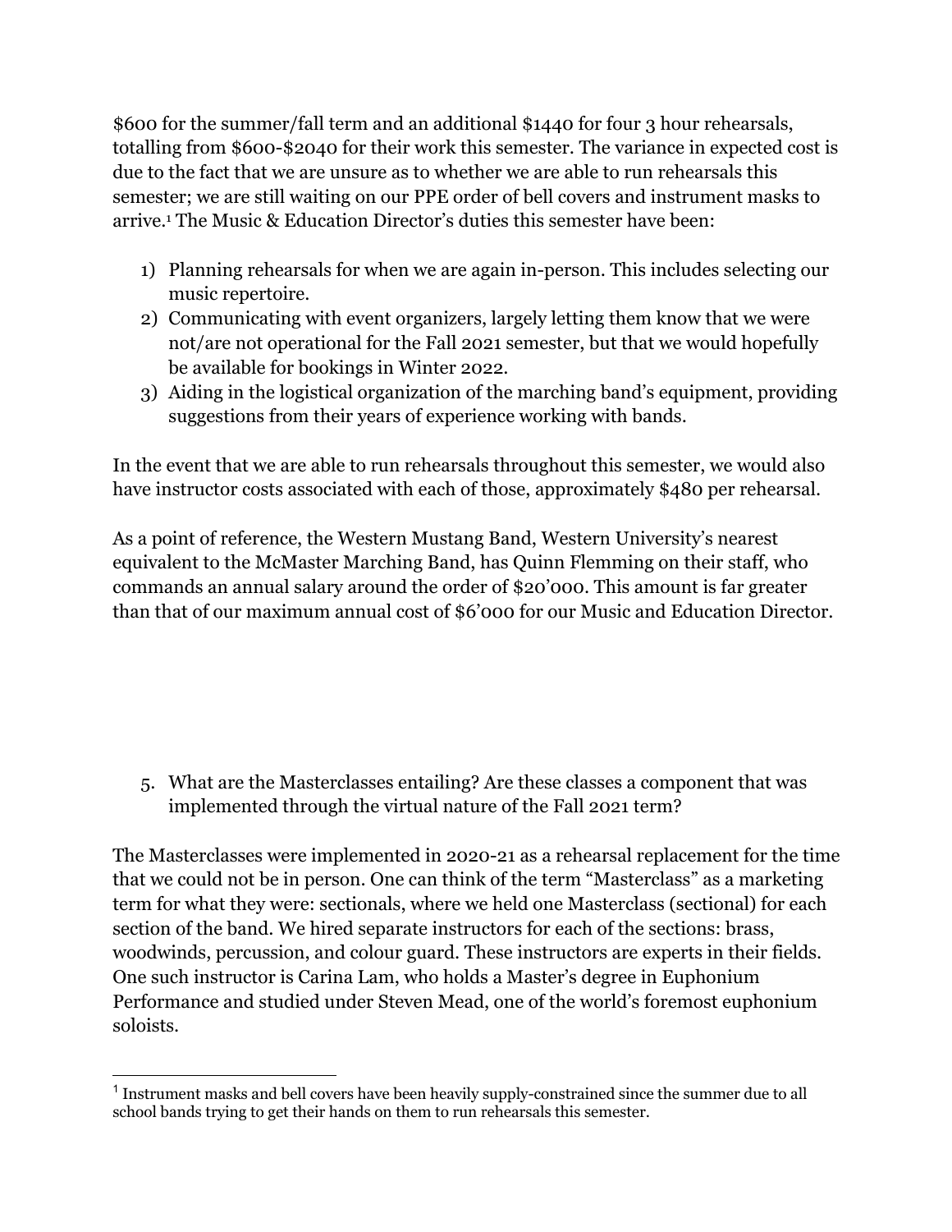$600 for the summer/fall term and an additional $1440 for four 3 hour rehearsals, totalling from $600-$2040 for their work this semester. The variance in expected cost is due to the fact that we are unsure as to whether we are able to run rehearsals this semester; we are still waiting on our PPE order of bell covers and instrument masks to arrive.[1] The Music & Education Director's duties this semester have been:

1) Planning rehearsals for when we are again in-person. This includes selecting our music repertoire.
2) Communicating with event organizers, largely letting them know that we were not/are not operational for the Fall 2021 semester, but that we would hopefully be available for bookings in Winter 2022.
3) Aiding in the logistical organization of the marching band's equipment, providing suggestions from their years of experience working with bands.

In the event that we are able to run rehearsals throughout this semester, we would also have instructor costs associated with each of those, approximately $480 per rehearsal.

As a point of reference, the Western Mustang Band, Western University's nearest equivalent to the McMaster Marching Band, has Quinn Flemming on their staff, who commands an annual salary around the order of $20'000. This amount is far greater than that of our maximum annual cost of $6'000 for our Music and Education Director.

5. What are the Masterclasses entailing? Are these classes a component that was implemented through the virtual nature of the Fall 2021 term?

The Masterclasses were implemented in 2020-21 as a rehearsal replacement for the time that we could not be in person. One can think of the term "Masterclass" as a marketing term for what they were: sectionals, where we held one Masterclass (sectional) for each section of the band. We hired separate instructors for each of the sections: brass, woodwinds, percussion, and colour guard. These instructors are experts in their fields. One such instructor is Carina Lam, who holds a Master's degree in Euphonium Performance and studied under Steven Mead, one of the world's foremost euphonium soloists.

[1] Instrument masks and bell covers have been heavily supply-constrained since the summer due to all school bands trying to get their hands on them to run rehearsals this semester.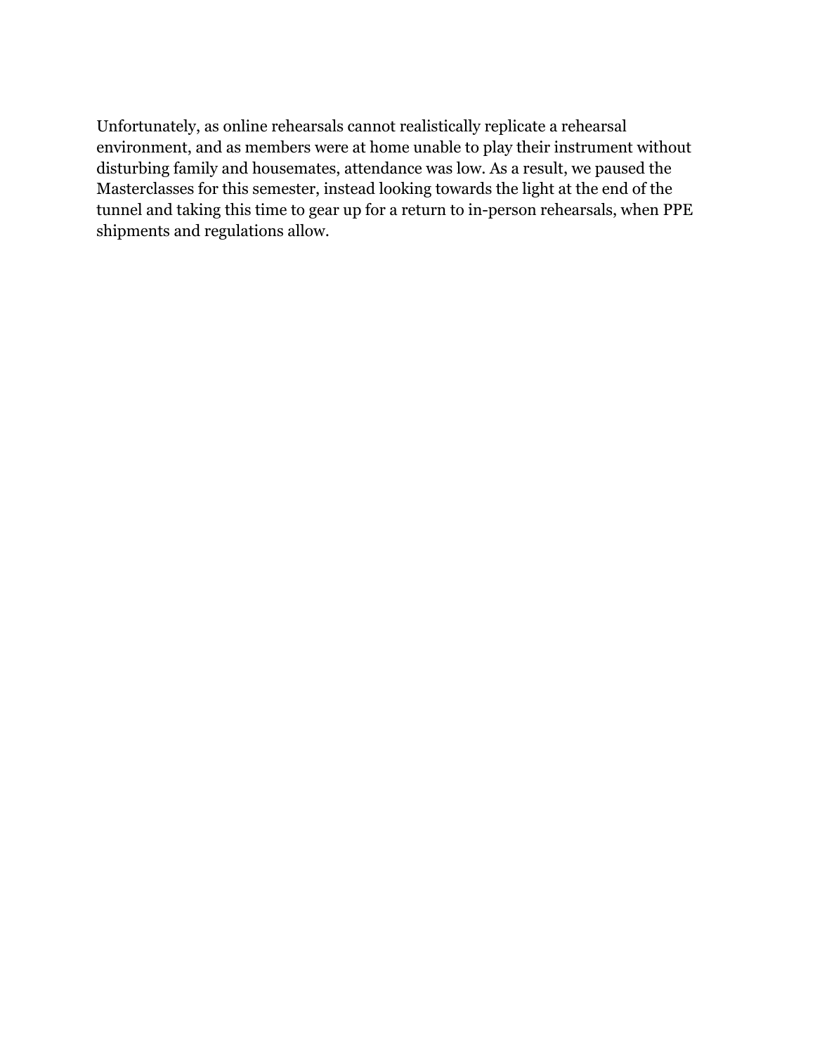Unfortunately, as online rehearsals cannot realistically replicate a rehearsal environment, and as members were at home unable to play their instrument without disturbing family and housemates, attendance was low. As a result, we paused the Masterclasses for this semester, instead looking towards the light at the end of the tunnel and taking this time to gear up for a return to in-person rehearsals, when PPE shipments and regulations allow.